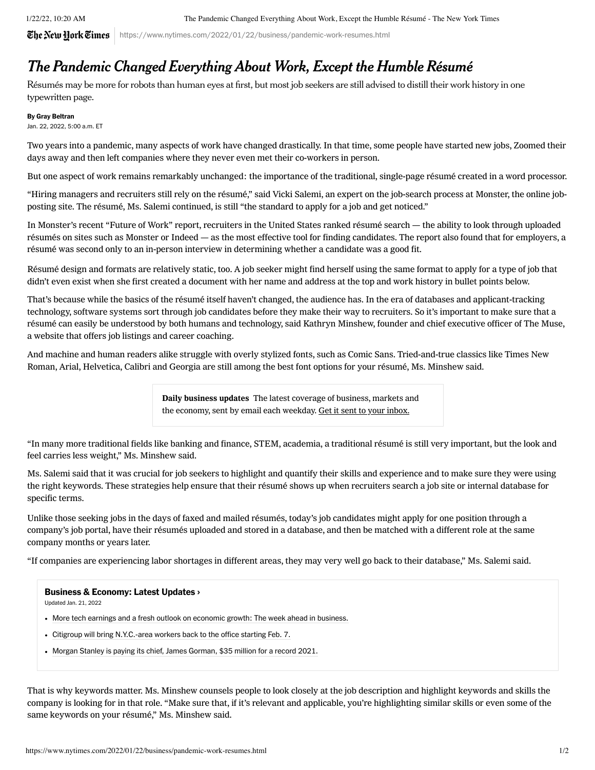# The Pandemic Changed Everything About Work, Except the Humble Résumé

Résumés may be more for robots than human eyes at first, but most job seekers are still advised to distill their work history in one typewritten page.

**By Gray Beltran**

Jan. 22, 2022, 5:00 a.m. ET

Two years into a pandemic, many aspects of work have changed drastically. In that time, some people have started new jobs, Zoomed their days away and then left companies where they never even met their co-workers in person.

But one aspect of work remains remarkably unchanged: the importance of the traditional, single-page résumé created in a word processor.

"Hiring managers and recruiters still rely on the résumé," said Vicki Salemi, an expert on the job-search process at Monster, the online job-posting site. The résumé, Ms. Salemi continued, is still "the standard to apply for a job and get noticed."

In Monster's recent "Future of Work" report, recruiters in the United States ranked résumé search — the ability to look through uploaded résumés on sites such as Monster or Indeed — as the most effective tool for finding candidates. The report also found that for employers, a résumé was second only to an in-person interview in determining whether a candidate was a good fit.

Résumé design and formats are relatively static, too. A job seeker might find herself using the same format to apply for a type of job that didn't even exist when she first created a document with her name and address at the top and work history in bullet points below.

That's because while the basics of the résumé itself haven't changed, the audience has. In the era of databases and applicant-tracking technology, software systems sort through job candidates before they make their way to recruiters. So it's important to make sure that a résumé can easily be understood by both humans and technology, said Kathryn Minshew, founder and chief executive officer of The Muse, a website that offers job listings and career coaching.

And machine and human readers alike struggle with overly stylized fonts, such as Comic Sans. Tried-and-true classics like Times New Roman, Arial, Helvetica, Calibri and Georgia are still among the best font options for your résumé, Ms. Minshew said.

**Daily business updates** The latest coverage of business, markets and the economy, sent by email each weekday. Get it sent to your inbox.

"In many more traditional fields like banking and finance, STEM, academia, a traditional résumé is still very important, but the look and feel carries less weight," Ms. Minshew said.

Ms. Salemi said that it was crucial for job seekers to highlight and quantify their skills and experience and to make sure they were using the right keywords. These strategies help ensure that their résumé shows up when recruiters search a job site or internal database for specific terms.

Unlike those seeking jobs in the days of faxed and mailed résumés, today's job candidates might apply for one position through a company's job portal, have their résumés uploaded and stored in a database, and then be matched with a different role at the same company months or years later.

"If companies are experiencing labor shortages in different areas, they may very well go back to their database," Ms. Salemi said.

**Business & Economy: Latest Updates ›**

Updated Jan. 21, 2022

- More tech earnings and a fresh outlook on economic growth: The week ahead in business.
- Citigroup will bring N.Y.C.-area workers back to the office starting Feb. 7.
- Morgan Stanley is paying its chief, James Gorman, $35 million for a record 2021.

That is why keywords matter. Ms. Minshew counsels people to look closely at the job description and highlight keywords and skills the company is looking for in that role. "Make sure that, if it's relevant and applicable, you're highlighting similar skills or even some of the same keywords on your résumé," Ms. Minshew said.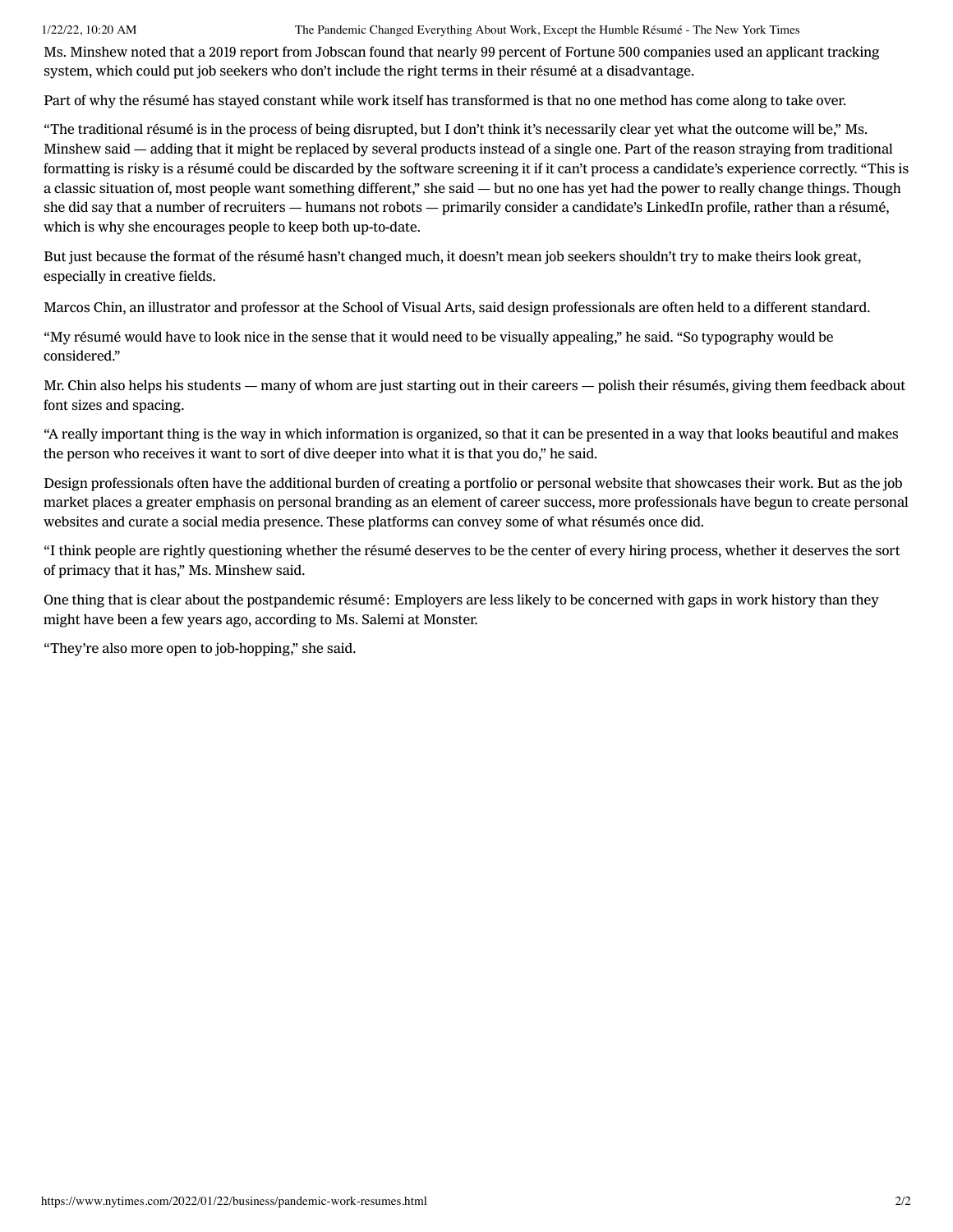Ms. Minshew noted that a 2019 report from Jobscan found that nearly 99 percent of Fortune 500 companies used an applicant tracking system, which could put job seekers who don't include the right terms in their résumé at a disadvantage.

Part of why the résumé has stayed constant while work itself has transformed is that no one method has come along to take over.

"The traditional résumé is in the process of being disrupted, but I don't think it's necessarily clear yet what the outcome will be," Ms. Minshew said — adding that it might be replaced by several products instead of a single one. Part of the reason straying from traditional formatting is risky is a résumé could be discarded by the software screening it if it can't process a candidate's experience correctly. "This is a classic situation of, most people want something different," she said — but no one has yet had the power to really change things. Though she did say that a number of recruiters — humans not robots — primarily consider a candidate's LinkedIn profile, rather than a résumé, which is why she encourages people to keep both up-to-date.

But just because the format of the résumé hasn't changed much, it doesn't mean job seekers shouldn't try to make theirs look great, especially in creative fields.

Marcos Chin, an illustrator and professor at the School of Visual Arts, said design professionals are often held to a different standard.

"My résumé would have to look nice in the sense that it would need to be visually appealing," he said. "So typography would be considered."

Mr. Chin also helps his students — many of whom are just starting out in their careers — polish their résumés, giving them feedback about font sizes and spacing.

"A really important thing is the way in which information is organized, so that it can be presented in a way that looks beautiful and makes the person who receives it want to sort of dive deeper into what it is that you do," he said.

Design professionals often have the additional burden of creating a portfolio or personal website that showcases their work. But as the job market places a greater emphasis on personal branding as an element of career success, more professionals have begun to create personal websites and curate a social media presence. These platforms can convey some of what résumés once did.

"I think people are rightly questioning whether the résumé deserves to be the center of every hiring process, whether it deserves the sort of primacy that it has," Ms. Minshew said.

One thing that is clear about the postpandemic résumé: Employers are less likely to be concerned with gaps in work history than they might have been a few years ago, according to Ms. Salemi at Monster.

"They're also more open to job-hopping," she said.